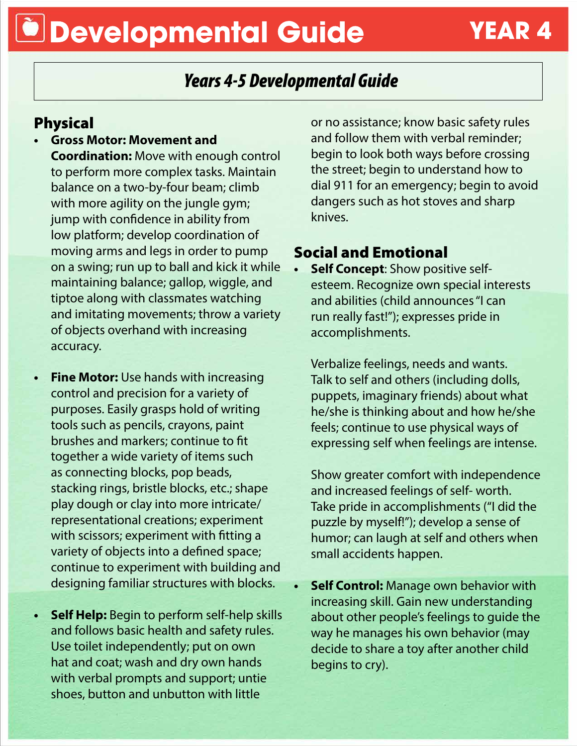# Developmental Guide YEAR 4

## *Years 4-5 Developmental Guide*

## Physical

- **Gross Motor: Movement and Coordination:** Move with enough control to perform more complex tasks. Maintain balance on a two-by-four beam; climb with more agility on the jungle gym; jump with confidence in ability from low platform; develop coordination of moving arms and legs in order to pump on a swing; run up to ball and kick it while maintaining balance; gallop, wiggle, and tiptoe along with classmates watching and imitating movements; throw a variety of objects overhand with increasing accuracy.

- **Fine Motor:** Use hands with increasing control and precision for a variety of purposes. Easily grasps hold of writing tools such as pencils, crayons, paint brushes and markers; continue to fit together a wide variety of items such as connecting blocks, pop beads, stacking rings, bristle blocks, etc.; shape play dough or clay into more intricate/representational creations; experiment with scissors; experiment with fitting a variety of objects into a defined space; continue to experiment with building and designing familiar structures with blocks.

- **Self Help:** Begin to perform self-help skills and follows basic health and safety rules. Use toilet independently; put on own hat and coat; wash and dry own hands with verbal prompts and support; untie shoes, button and unbutton with little or no assistance; know basic safety rules and follow them with verbal reminder; begin to look both ways before crossing the street; begin to understand how to dial 911 for an emergency; begin to avoid dangers such as hot stoves and sharp knives.

## Social and Emotional

- **Self Concept**: Show positive self-esteem. Recognize own special interests and abilities (child announces "I can run really fast!"); expresses pride in accomplishments.

  Verbalize feelings, needs and wants. Talk to self and others (including dolls, puppets, imaginary friends) about what he/she is thinking about and how he/she feels; continue to use physical ways of expressing self when feelings are intense.

  Show greater comfort with independence and increased feelings of self- worth. Take pride in accomplishments ("I did the puzzle by myself!"); develop a sense of humor; can laugh at self and others when small accidents happen.

- **Self Control:** Manage own behavior with increasing skill. Gain new understanding about other people's feelings to guide the way he manages his own behavior (may decide to share a toy after another child begins to cry).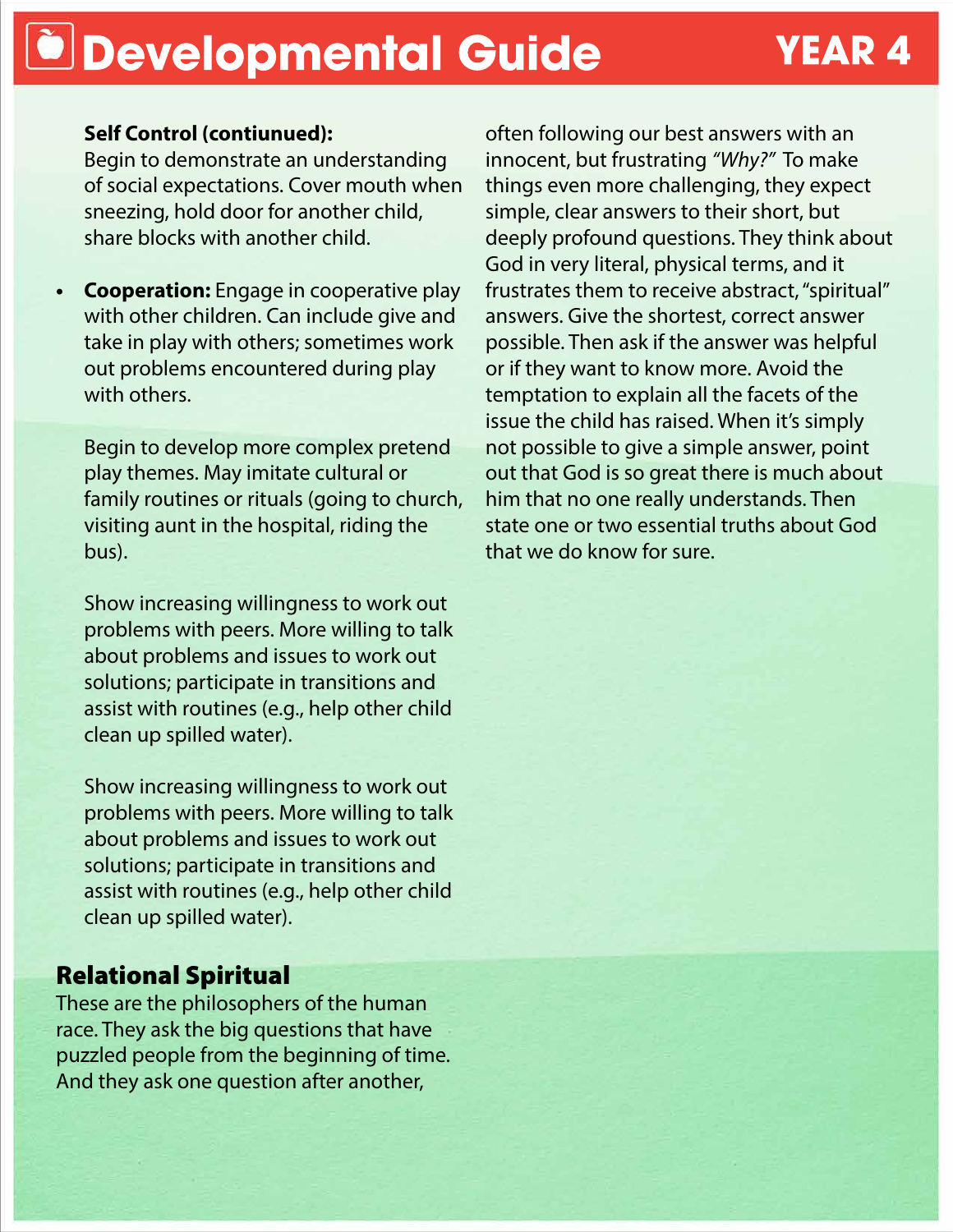**Self Control (contiunued):**
Begin to demonstrate an understanding of social expectations. Cover mouth when sneezing, hold door for another child, share blocks with another child.

- **Cooperation:** Engage in cooperative play with other children. Can include give and take in play with others; sometimes work out problems encountered during play with others.

  Begin to develop more complex pretend play themes. May imitate cultural or family routines or rituals (going to church, visiting aunt in the hospital, riding the bus).

  Show increasing willingness to work out problems with peers. More willing to talk about problems and issues to work out solutions; participate in transitions and assist with routines (e.g., help other child clean up spilled water).

  Show increasing willingness to work out problems with peers. More willing to talk about problems and issues to work out solutions; participate in transitions and assist with routines (e.g., help other child clean up spilled water).

## Relational Spiritual

These are the philosophers of the human race. They ask the big questions that have puzzled people from the beginning of time. And they ask one question after another, often following our best answers with an innocent, but frustrating *"Why?"* To make things even more challenging, they expect simple, clear answers to their short, but deeply profound questions. They think about God in very literal, physical terms, and it frustrates them to receive abstract, "spiritual" answers. Give the shortest, correct answer possible. Then ask if the answer was helpful or if they want to know more. Avoid the temptation to explain all the facets of the issue the child has raised. When it's simply not possible to give a simple answer, point out that God is so great there is much about him that no one really understands. Then state one or two essential truths about God that we do know for sure.